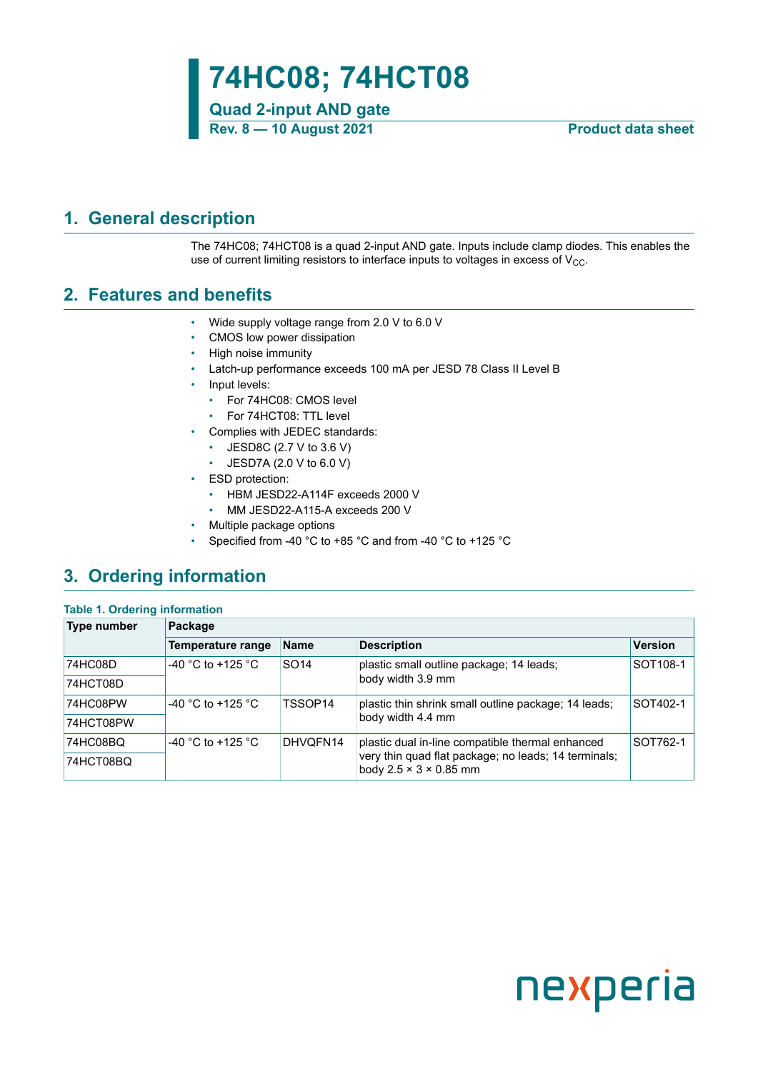# 74HC08; 74HCT08

**Quad 2-input AND gate**

**Rev. 8 — 10 August 2021** **Product data sheet**

## 1. General description

The 74HC08; 74HCT08 is a quad 2-input AND gate. Inputs include clamp diodes. This enables the use of current limiting resistors to interface inputs to voltages in excess of $V_{CC}$.

## 2. Features and benefits

- Wide supply voltage range from 2.0 V to 6.0 V
- CMOS low power dissipation
- High noise immunity
- Latch-up performance exceeds 100 mA per JESD 78 Class II Level B
- Input levels:
  - For 74HC08: CMOS level
  - For 74HCT08: TTL level
- Complies with JEDEC standards:
  - JESD8C (2.7 V to 3.6 V)
  - JESD7A (2.0 V to 6.0 V)
- ESD protection:
  - HBM JESD22-A114F exceeds 2000 V
  - MM JESD22-A115-A exceeds 200 V
- Multiple package options
- Specified from -40 °C to +85 °C and from -40 °C to +125 °C

## 3. Ordering information

**Table 1. Ordering information**

| Type number | Package | | | |
|---|---|---|---|---|
| | Temperature range | Name | Description | Version |
| 74HC08D | -40 °C to +125 °C | SO14 | plastic small outline package; 14 leads; body width 3.9 mm | SOT108-1 |
| 74HCT08D | | | | |
| 74HC08PW | -40 °C to +125 °C | TSSOP14 | plastic thin shrink small outline package; 14 leads; body width 4.4 mm | SOT402-1 |
| 74HCT08PW | | | | |
| 74HC08BQ | -40 °C to +125 °C | DHVQFN14 | plastic dual in-line compatible thermal enhanced very thin quad flat package; no leads; 14 terminals; body 2.5 × 3 × 0.85 mm | SOT762-1 |
| 74HCT08BQ | | | | |

nexperia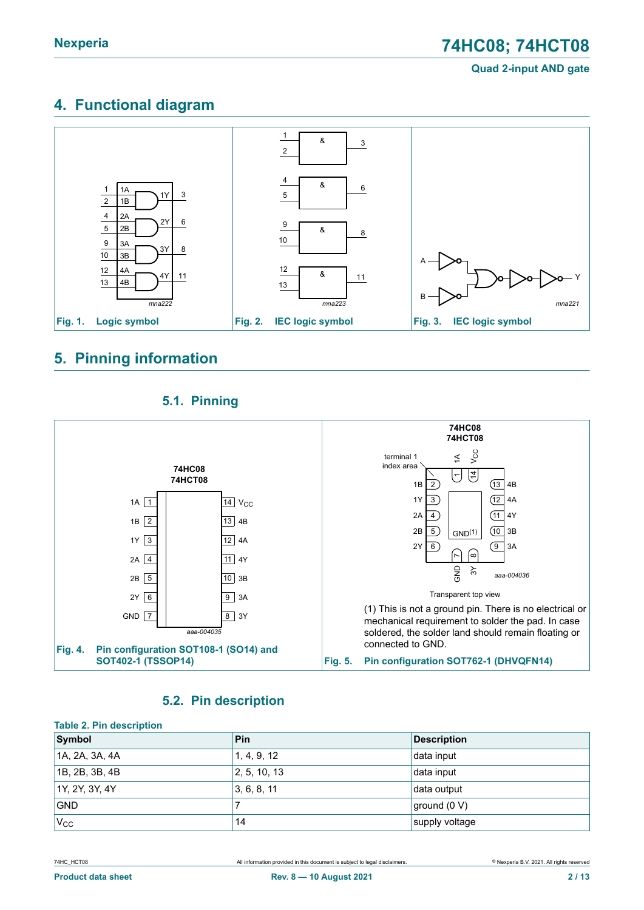## 4. Functional diagram

Fig. 1. Logic symbol

Fig. 2. IEC logic symbol

Fig. 3. IEC logic symbol

## 5. Pinning information

### 5.1. Pinning

Fig. 4. Pin configuration SOT108-1 (SO14) and SOT402-1 (TSSOP14)

(1) This is not a ground pin. There is no electrical or mechanical requirement to solder the pad. In case soldered, the solder land should remain floating or connected to GND.

Fig. 5. Pin configuration SOT762-1 (DHVQFN14)

### 5.2. Pin description

**Table 2. Pin description**

| Symbol | Pin | Description |
|---|---|---|
| 1A, 2A, 3A, 4A | 1, 4, 9, 12 | data input |
| 1B, 2B, 3B, 4B | 2, 5, 10, 13 | data input |
| 1Y, 2Y, 3Y, 4Y | 3, 6, 8, 11 | data output |
| GND | 7 | ground (0 V) |
| $V_{CC}$ | 14 | supply voltage |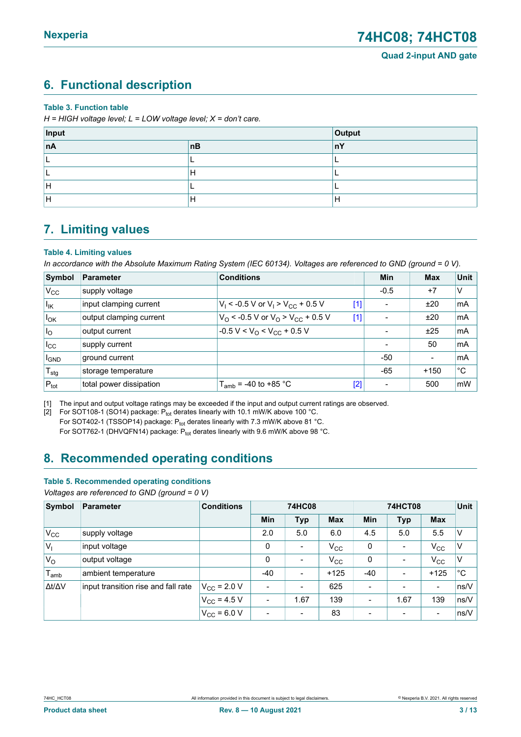## 6. Functional description

**Table 3. Function table**

*H = HIGH voltage level; L = LOW voltage level; X = don't care.*

| Input | | Output |
|---|---|---|
| **nA** | **nB** | **nY** |
| L | L | L |
| L | H | L |
| H | L | L |
| H | H | H |

## 7. Limiting values

**Table 4. Limiting values**

*In accordance with the Absolute Maximum Rating System (IEC 60134). Voltages are referenced to GND (ground = 0 V).*

| Symbol | Parameter | Conditions | | Min | Max | Unit |
|---|---|---|---|---|---|---|
| $V_{CC}$ | supply voltage | | | -0.5 | +7 | V |
| $I_{IK}$ | input clamping current | $V_I < -0.5$ V or $V_I > V_{CC} + 0.5$ V | [1] | - | ±20 | mA |
| $I_{OK}$ | output clamping current | $V_O < -0.5$ V or $V_O > V_{CC} + 0.5$ V | [1] | - | ±20 | mA |
| $I_O$ | output current | $-0.5$ V $< V_O < V_{CC} + 0.5$ V | | - | ±25 | mA |
| $I_{CC}$ | supply current | | | - | 50 | mA |
| $I_{GND}$ | ground current | | | -50 | - | mA |
| $T_{stg}$ | storage temperature | | | -65 | +150 | °C |
| $P_{tot}$ | total power dissipation | $T_{amb}$ = -40 to +85 °C | [2] | - | 500 | mW |

[1] The input and output voltage ratings may be exceeded if the input and output current ratings are observed.

[2] For SOT108-1 (SO14) package: $P_{tot}$ derates linearly with 10.1 mW/K above 100 °C.
For SOT402-1 (TSSOP14) package: $P_{tot}$ derates linearly with 7.3 mW/K above 81 °C.
For SOT762-1 (DHVQFN14) package: $P_{tot}$ derates linearly with 9.6 mW/K above 98 °C.

## 8. Recommended operating conditions

**Table 5. Recommended operating conditions**

*Voltages are referenced to GND (ground = 0 V)*

| Symbol | Parameter | Conditions | 74HC08 | | | 74HCT08 | | | Unit |
|---|---|---|---|---|---|---|---|---|---|
| | | | Min | Typ | Max | Min | Typ | Max | |
| $V_{CC}$ | supply voltage | | 2.0 | 5.0 | 6.0 | 4.5 | 5.0 | 5.5 | V |
| $V_I$ | input voltage | | 0 | - | $V_{CC}$ | 0 | - | $V_{CC}$ | V |
| $V_O$ | output voltage | | 0 | - | $V_{CC}$ | 0 | - | $V_{CC}$ | V |
| $T_{amb}$ | ambient temperature | | -40 | - | +125 | -40 | - | +125 | °C |
| $\Delta t/\Delta V$ | input transition rise and fall rate | $V_{CC}$ = 2.0 V | - | - | 625 | - | - | - | ns/V |
| | | $V_{CC}$ = 4.5 V | - | 1.67 | 139 | - | 1.67 | 139 | ns/V |
| | | $V_{CC}$ = 6.0 V | - | - | 83 | - | - | - | ns/V |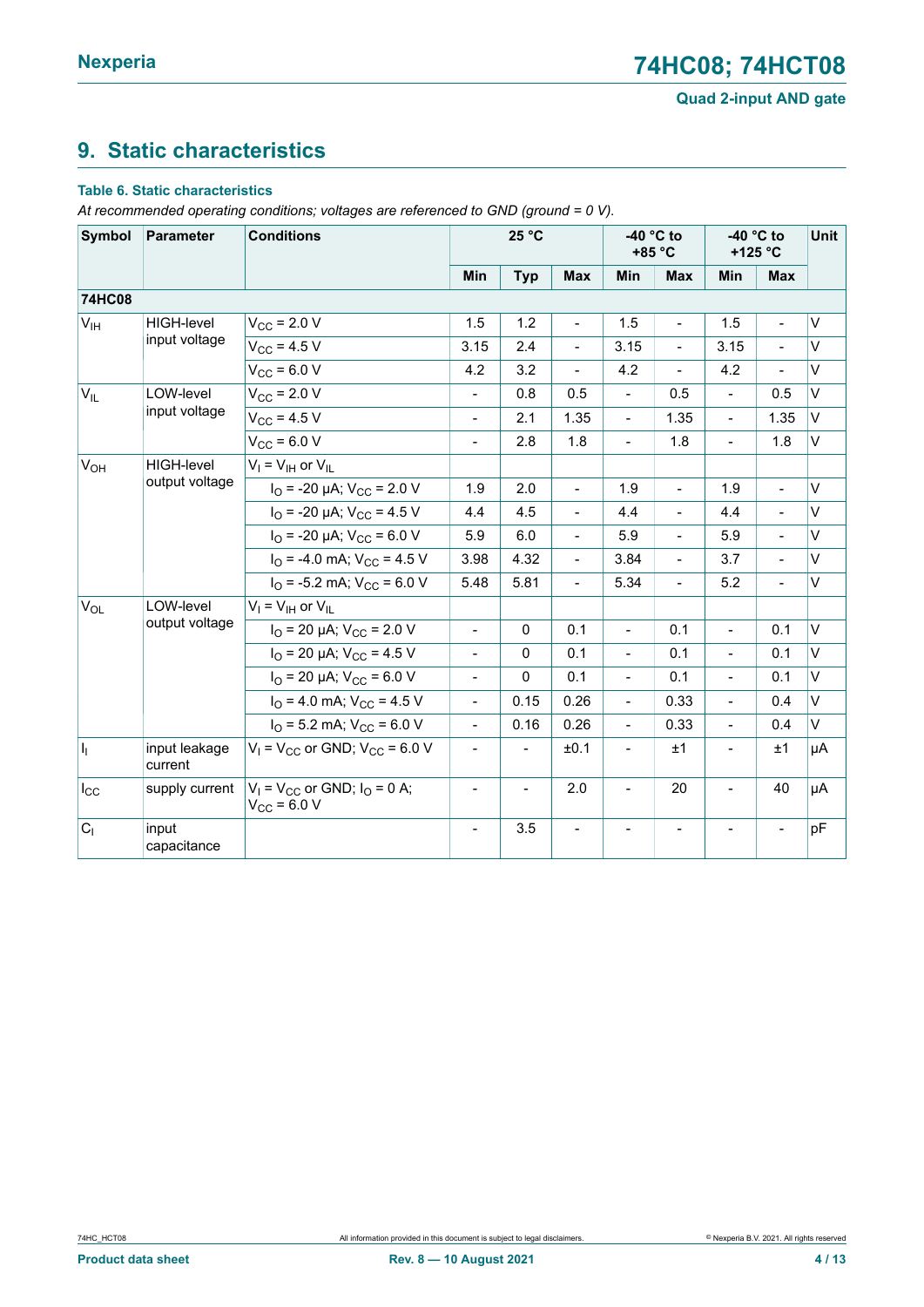## 9. Static characteristics

**Table 6. Static characteristics**

*At recommended operating conditions; voltages are referenced to GND (ground = 0 V).*

| Symbol | Parameter | Conditions | 25 °C | | | -40 °C to +85 °C | | -40 °C to +125 °C | | Unit |
|---|---|---|---|---|---|---|---|---|---|---|
| | | | Min | Typ | Max | Min | Max | Min | Max | |
| **74HC08** | | | | | | | | | | |
| $V_{IH}$ | HIGH-level input voltage | $V_{CC}$ = 2.0 V | 1.5 | 1.2 | - | 1.5 | - | 1.5 | - | V |
| | | $V_{CC}$ = 4.5 V | 3.15 | 2.4 | - | 3.15 | - | 3.15 | - | V |
| | | $V_{CC}$ = 6.0 V | 4.2 | 3.2 | - | 4.2 | - | 4.2 | - | V |
| $V_{IL}$ | LOW-level input voltage | $V_{CC}$ = 2.0 V | - | 0.8 | 0.5 | - | 0.5 | - | 0.5 | V |
| | | $V_{CC}$ = 4.5 V | - | 2.1 | 1.35 | - | 1.35 | - | 1.35 | V |
| | | $V_{CC}$ = 6.0 V | - | 2.8 | 1.8 | - | 1.8 | - | 1.8 | V |
| $V_{OH}$ | HIGH-level output voltage | $V_I$ = $V_{IH}$ or $V_{IL}$ | | | | | | | | |
| | | $I_O$ = -20 μA; $V_{CC}$ = 2.0 V | 1.9 | 2.0 | - | 1.9 | - | 1.9 | - | V |
| | | $I_O$ = -20 μA; $V_{CC}$ = 4.5 V | 4.4 | 4.5 | - | 4.4 | - | 4.4 | - | V |
| | | $I_O$ = -20 μA; $V_{CC}$ = 6.0 V | 5.9 | 6.0 | - | 5.9 | - | 5.9 | - | V |
| | | $I_O$ = -4.0 mA; $V_{CC}$ = 4.5 V | 3.98 | 4.32 | - | 3.84 | - | 3.7 | - | V |
| | | $I_O$ = -5.2 mA; $V_{CC}$ = 6.0 V | 5.48 | 5.81 | - | 5.34 | - | 5.2 | - | V |
| $V_{OL}$ | LOW-level output voltage | $V_I$ = $V_{IH}$ or $V_{IL}$ | | | | | | | | |
| | | $I_O$ = 20 μA; $V_{CC}$ = 2.0 V | - | 0 | 0.1 | - | 0.1 | - | 0.1 | V |
| | | $I_O$ = 20 μA; $V_{CC}$ = 4.5 V | - | 0 | 0.1 | - | 0.1 | - | 0.1 | V |
| | | $I_O$ = 20 μA; $V_{CC}$ = 6.0 V | - | 0 | 0.1 | - | 0.1 | - | 0.1 | V |
| | | $I_O$ = 4.0 mA; $V_{CC}$ = 4.5 V | - | 0.15 | 0.26 | - | 0.33 | - | 0.4 | V |
| | | $I_O$ = 5.2 mA; $V_{CC}$ = 6.0 V | - | 0.16 | 0.26 | - | 0.33 | - | 0.4 | V |
| $I_I$ | input leakage current | $V_I$ = $V_{CC}$ or GND; $V_{CC}$ = 6.0 V | - | - | ±0.1 | - | ±1 | - | ±1 | μA |
| $I_{CC}$ | supply current | $V_I$ = $V_{CC}$ or GND; $I_O$ = 0 A; $V_{CC}$ = 6.0 V | - | - | 2.0 | - | 20 | - | 40 | μA |
| $C_I$ | input capacitance | | - | 3.5 | - | - | - | - | - | pF |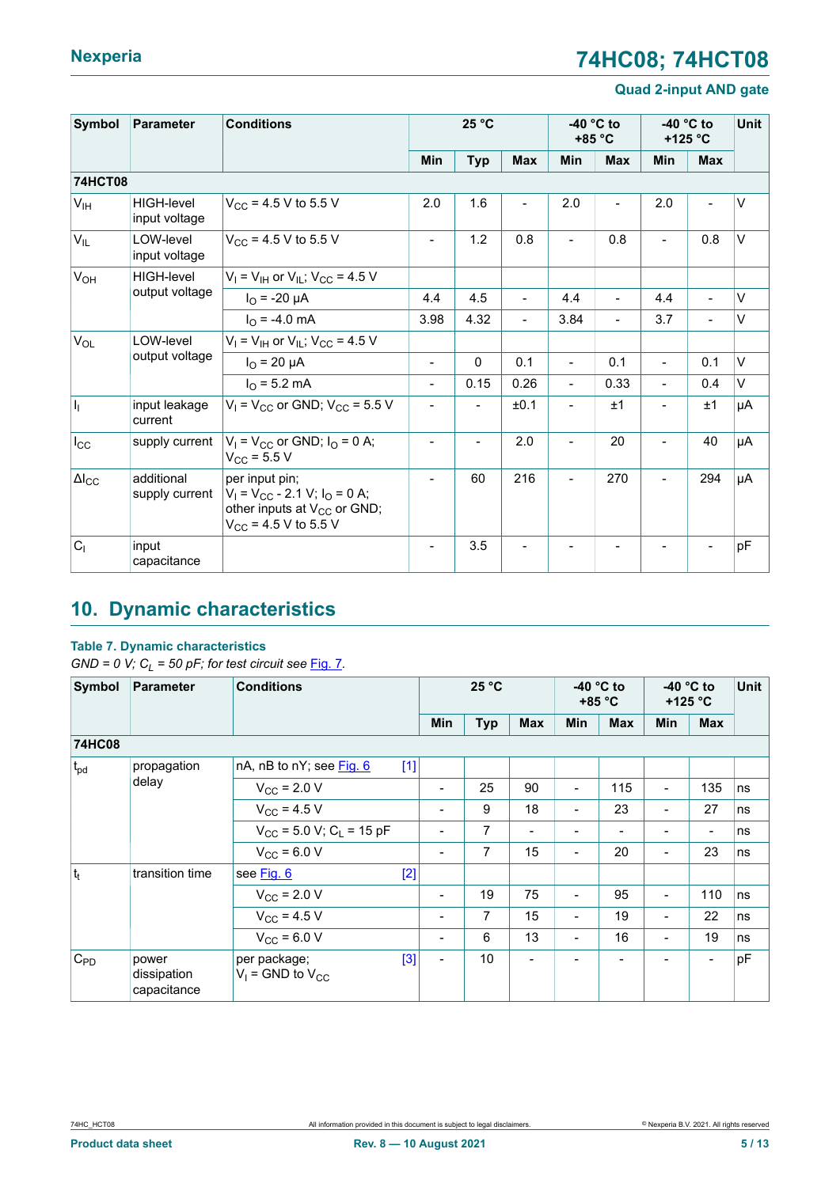| Symbol | Parameter | Conditions | 25 °C | | | -40 °C to +85 °C | | -40 °C to +125 °C | | Unit |
|---|---|---|---|---|---|---|---|---|---|---|
| | | | Min | Typ | Max | Min | Max | Min | Max | |
| **74HCT08** | | | | | | | | | | |
| $V_{IH}$ | HIGH-level input voltage | $V_{CC}$ = 4.5 V to 5.5 V | 2.0 | 1.6 | - | 2.0 | - | 2.0 | - | V |
| $V_{IL}$ | LOW-level input voltage | $V_{CC}$ = 4.5 V to 5.5 V | - | 1.2 | 0.8 | - | 0.8 | - | 0.8 | V |
| $V_{OH}$ | HIGH-level output voltage | $V_I$ = $V_{IH}$ or $V_{IL}$; $V_{CC}$ = 4.5 V | | | | | | | | |
| | | $I_O$ = -20 μA | 4.4 | 4.5 | - | 4.4 | - | 4.4 | - | V |
| | | $I_O$ = -4.0 mA | 3.98 | 4.32 | - | 3.84 | - | 3.7 | - | V |
| $V_{OL}$ | LOW-level output voltage | $V_I$ = $V_{IH}$ or $V_{IL}$; $V_{CC}$ = 4.5 V | | | | | | | | |
| | | $I_O$ = 20 μA | - | 0 | 0.1 | - | 0.1 | - | 0.1 | V |
| | | $I_O$ = 5.2 mA | - | 0.15 | 0.26 | - | 0.33 | - | 0.4 | V |
| $I_I$ | input leakage current | $V_I$ = $V_{CC}$ or GND; $V_{CC}$ = 5.5 V | - | - | ±0.1 | - | ±1 | - | ±1 | μA |
| $I_{CC}$ | supply current | $V_I$ = $V_{CC}$ or GND; $I_O$ = 0 A; $V_{CC}$ = 5.5 V | - | - | 2.0 | - | 20 | - | 40 | μA |
| $\Delta I_{CC}$ | additional supply current | per input pin; $V_I$ = $V_{CC}$ - 2.1 V; $I_O$ = 0 A; other inputs at $V_{CC}$ or GND; $V_{CC}$ = 4.5 V to 5.5 V | - | 60 | 216 | - | 270 | - | 294 | μA |
| $C_I$ | input capacitance | | - | 3.5 | - | - | - | - | - | pF |

## 10. Dynamic characteristics

**Table 7. Dynamic characteristics**

*GND = 0 V; $C_L$ = 50 pF; for test circuit see Fig. 7.*

| Symbol | Parameter | Conditions | 25 °C | | | -40 °C to +85 °C | | -40 °C to +125 °C | | Unit |
|---|---|---|---|---|---|---|---|---|---|---|
| | | | Min | Typ | Max | Min | Max | Min | Max | |
| **74HC08** | | | | | | | | | | |
| $t_{pd}$ | propagation delay | nA, nB to nY; see Fig. 6 [1] | | | | | | | | |
| | | $V_{CC}$ = 2.0 V | - | 25 | 90 | - | 115 | - | 135 | ns |
| | | $V_{CC}$ = 4.5 V | - | 9 | 18 | - | 23 | - | 27 | ns |
| | | $V_{CC}$ = 5.0 V; $C_L$ = 15 pF | - | 7 | - | - | - | - | - | ns |
| | | $V_{CC}$ = 6.0 V | - | 7 | 15 | - | 20 | - | 23 | ns |
| $t_t$ | transition time | see Fig. 6 [2] | | | | | | | | |
| | | $V_{CC}$ = 2.0 V | - | 19 | 75 | - | 95 | - | 110 | ns |
| | | $V_{CC}$ = 4.5 V | - | 7 | 15 | - | 19 | - | 22 | ns |
| | | $V_{CC}$ = 6.0 V | - | 6 | 13 | - | 16 | - | 19 | ns |
| $C_{PD}$ | power dissipation capacitance | per package; $V_I$ = GND to $V_{CC}$ [3] | - | 10 | - | - | - | - | - | pF |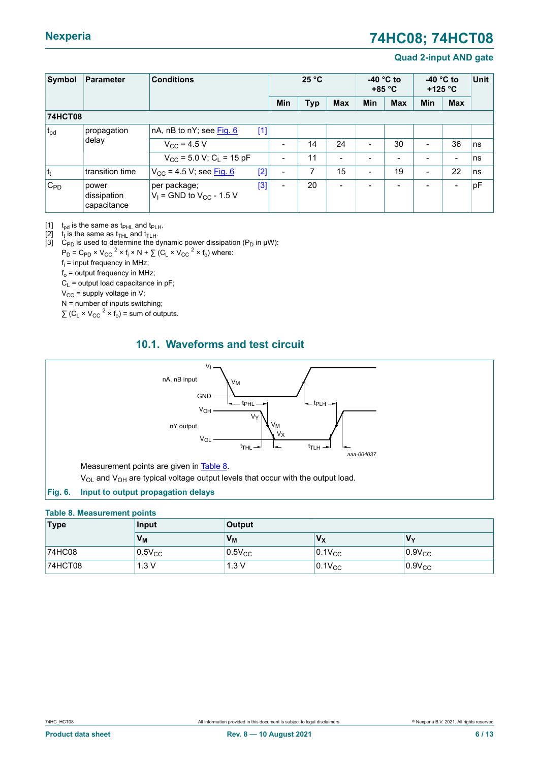| Symbol | Parameter | Conditions | | 25 °C | | | -40 °C to +85 °C | | -40 °C to +125 °C | | Unit |
|---|---|---|---|---|---|---|---|---|---|---|---|
| | | | | Min | Typ | Max | Min | Max | Min | Max | |
| **74HCT08** | | | | | | | | | | | |
| $t_{pd}$ | propagation delay | nA, nB to nY; see Fig. 6 | [1] | | | | | | | | |
| | | $V_{CC}$ = 4.5 V | | - | 14 | 24 | - | 30 | - | 36 | ns |
| | | $V_{CC}$ = 5.0 V; $C_L$ = 15 pF | | - | 11 | - | - | - | - | - | ns |
| $t_t$ | transition time | $V_{CC}$ = 4.5 V; see Fig. 6 | [2] | - | 7 | 15 | - | 19 | - | 22 | ns |
| $C_{PD}$ | power dissipation capacitance | per package; $V_I$ = GND to $V_{CC}$ - 1.5 V | [3] | - | 20 | - | - | - | - | - | pF |

[1] $t_{pd}$ is the same as $t_{PHL}$ and $t_{PLH}$.

[2] $t_t$ is the same as $t_{THL}$ and $t_{TLH}$.

[3] $C_{PD}$ is used to determine the dynamic power dissipation ($P_D$ in μW):

$P_D = C_{PD} \times V_{CC}{}^2 \times f_i \times N + \sum (C_L \times V_{CC}{}^2 \times f_o)$ where:

$f_i$ = input frequency in MHz;

$f_o$ = output frequency in MHz;

$C_L$ = output load capacitance in pF;

$V_{CC}$ = supply voltage in V;

N = number of inputs switching;

$\sum (C_L \times V_{CC}{}^2 \times f_o)$ = sum of outputs.

## 10.1. Waveforms and test circuit

Measurement points are given in Table 8.

$V_{OL}$ and $V_{OH}$ are typical voltage output levels that occur with the output load.

**Fig. 6. Input to output propagation delays**

**Table 8. Measurement points**

| Type | Input | Output | | |
|---|---|---|---|---|
| | $V_M$ | $V_M$ | $V_X$ | $V_Y$ |
| 74HC08 | $0.5V_{CC}$ | $0.5V_{CC}$ | $0.1V_{CC}$ | $0.9V_{CC}$ |
| 74HCT08 | 1.3 V | 1.3 V | $0.1V_{CC}$ | $0.9V_{CC}$ |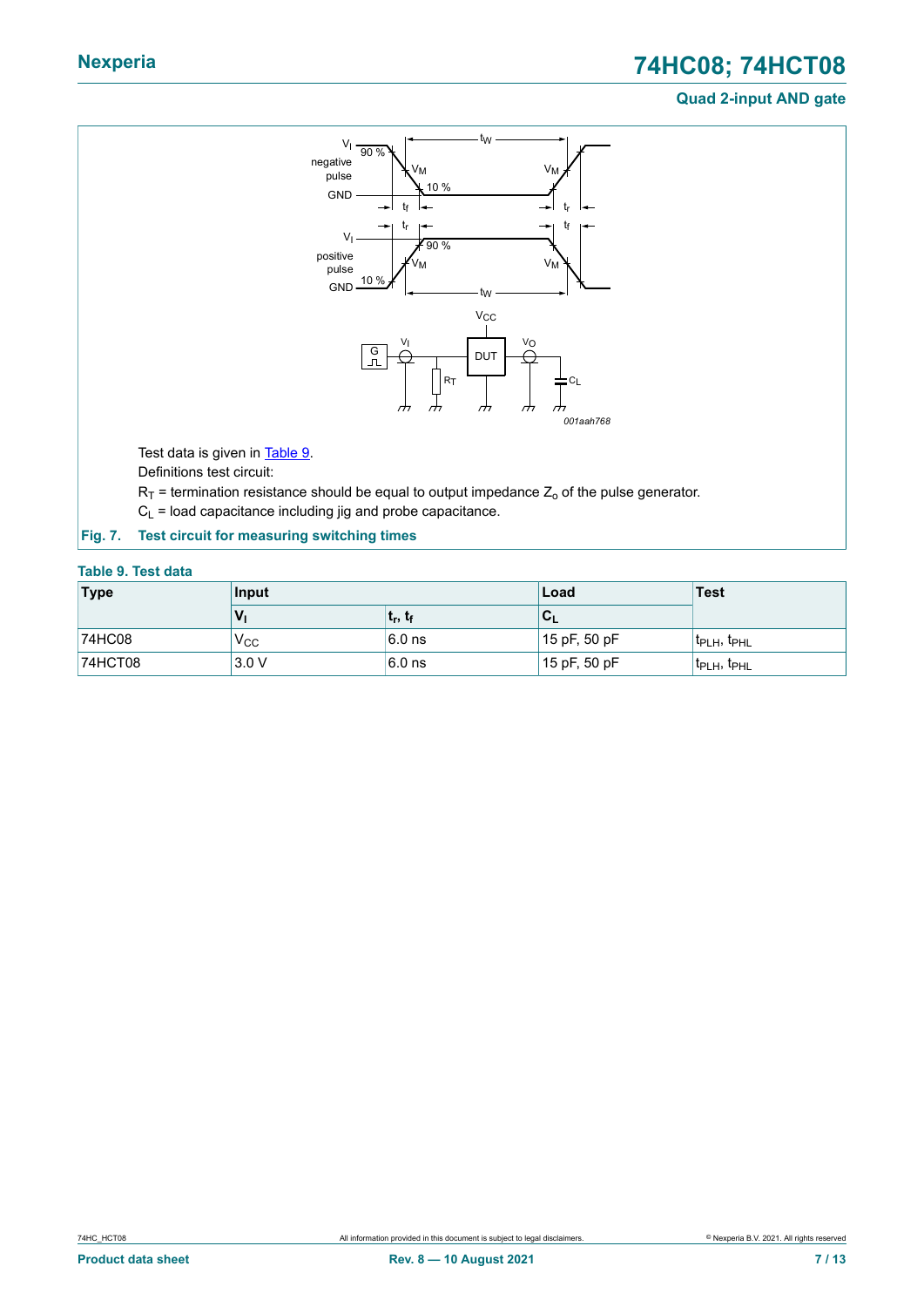Test data is given in Table 9.

Definitions test circuit:

$R_T$ = termination resistance should be equal to output impedance $Z_o$ of the pulse generator.

$C_L$ = load capacitance including jig and probe capacitance.

**Fig. 7. Test circuit for measuring switching times**

**Table 9. Test data**

| Type | Input | | Load | Test |
|---|---|---|---|---|
| | $V_I$ | $t_r$, $t_f$ | $C_L$ | |
| 74HC08 | $V_{CC}$ | 6.0 ns | 15 pF, 50 pF | $t_{PLH}$, $t_{PHL}$ |
| 74HCT08 | 3.0 V | 6.0 ns | 15 pF, 50 pF | $t_{PLH}$, $t_{PHL}$ |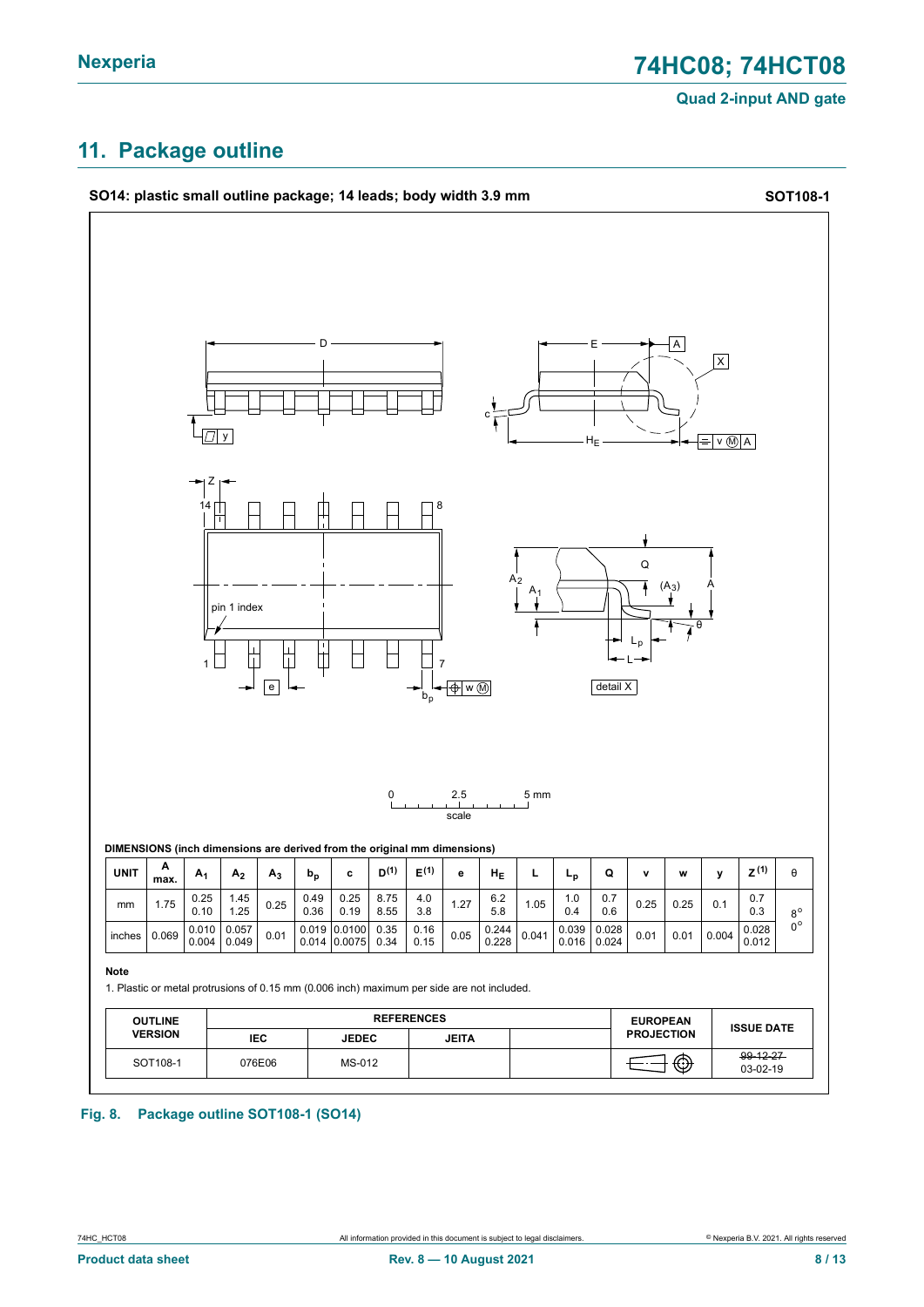## 11. Package outline

**SO14: plastic small outline package; 14 leads; body width 3.9 mm** **SOT108-1**

**DIMENSIONS (inch dimensions are derived from the original mm dimensions)**

| UNIT | A max. | $A_1$ | $A_2$ | $A_3$ | $b_p$ | c | $D^{(1)}$ | $E^{(1)}$ | e | $H_E$ | L | $L_p$ | Q | v | w | y | $Z^{(1)}$ | θ |
|---|---|---|---|---|---|---|---|---|---|---|---|---|---|---|---|---|---|---|
| mm | 1.75 | 0.25<br>0.10 | 1.45<br>1.25 | 0.25 | 0.49<br>0.36 | 0.25<br>0.19 | 8.75<br>8.55 | 4.0<br>3.8 | 1.27 | 6.2<br>5.8 | 1.05 | 1.0<br>0.4 | 0.7<br>0.6 | 0.25 | 0.25 | 0.1 | 0.7<br>0.3 | 8°<br>0° |
| inches | 0.069 | 0.010<br>0.004 | 0.057<br>0.049 | 0.01 | 0.019<br>0.014 | 0.0100<br>0.0075 | 0.35<br>0.34 | 0.16<br>0.15 | 0.05 | 0.244<br>0.228 | 0.041 | 0.039<br>0.016 | 0.028<br>0.024 | 0.01 | 0.01 | 0.004 | 0.028<br>0.012 | |

**Note**

1. Plastic or metal protrusions of 0.15 mm (0.006 inch) maximum per side are not included.

| OUTLINE VERSION | REFERENCES | | | | EUROPEAN PROJECTION | ISSUE DATE |
|---|---|---|---|---|---|---|
| | IEC | JEDEC | JEITA | | | |
| SOT108-1 | 076E06 | MS-012 | | | | ~~99-12-27~~<br>03-02-19 |

**Fig. 8. Package outline SOT108-1 (SO14)**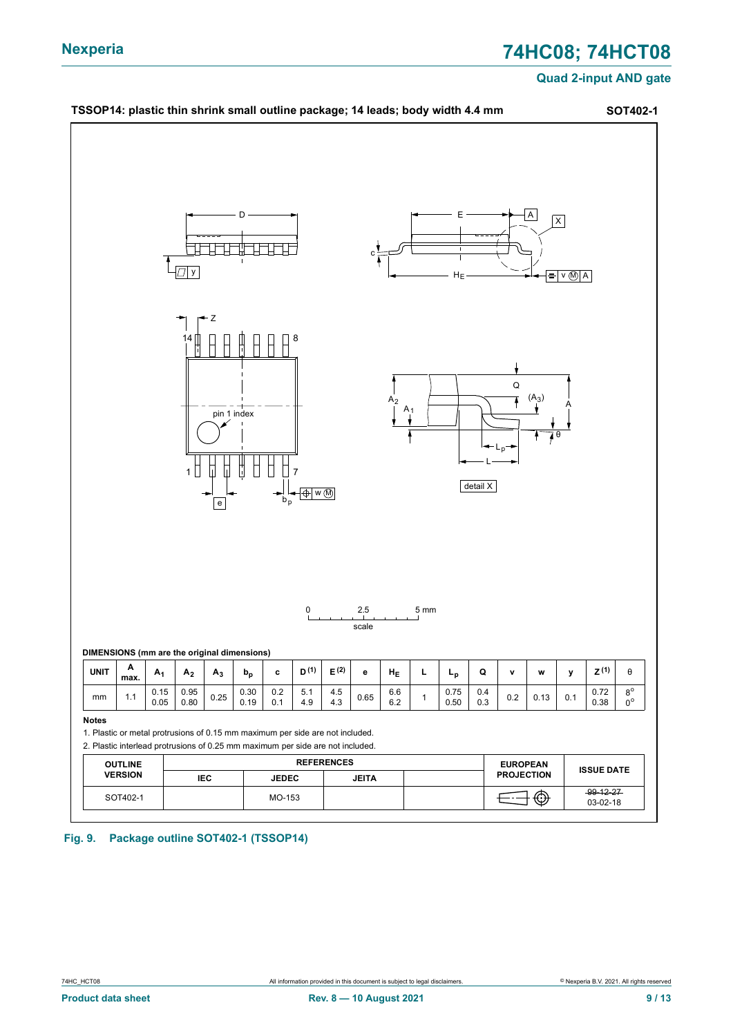## TSSOP14: plastic thin shrink small outline package; 14 leads; body width 4.4 mm — SOT402-1

DIMENSIONS (mm are the original dimensions)

| UNIT | A max. | $A_1$ | $A_2$ | $A_3$ | $b_p$ | c | D [1] | E [2] | e | $H_E$ | L | $L_p$ | Q | v | w | y | Z [1] | θ |
|---|---|---|---|---|---|---|---|---|---|---|---|---|---|---|---|---|---|---|
| mm | 1.1 | 0.15<br>0.05 | 0.95<br>0.80 | 0.25 | 0.30<br>0.19 | 0.2<br>0.1 | 5.1<br>4.9 | 4.5<br>4.3 | 0.65 | 6.6<br>6.2 | 1 | 0.75<br>0.50 | 0.4<br>0.3 | 0.2 | 0.13 | 0.1 | 0.72<br>0.38 | 8°<br>0° |

**Notes**

1. Plastic or metal protrusions of 0.15 mm maximum per side are not included.
2. Plastic interlead protrusions of 0.25 mm maximum per side are not included.

| OUTLINE VERSION | REFERENCES | | | | EUROPEAN PROJECTION | ISSUE DATE |
|---|---|---|---|---|---|---|
| | IEC | JEDEC | JEITA | | | |
| SOT402-1 | | MO-153 | | | | ~~99-12-27~~<br>03-02-18 |

**Fig. 9. Package outline SOT402-1 (TSSOP14)**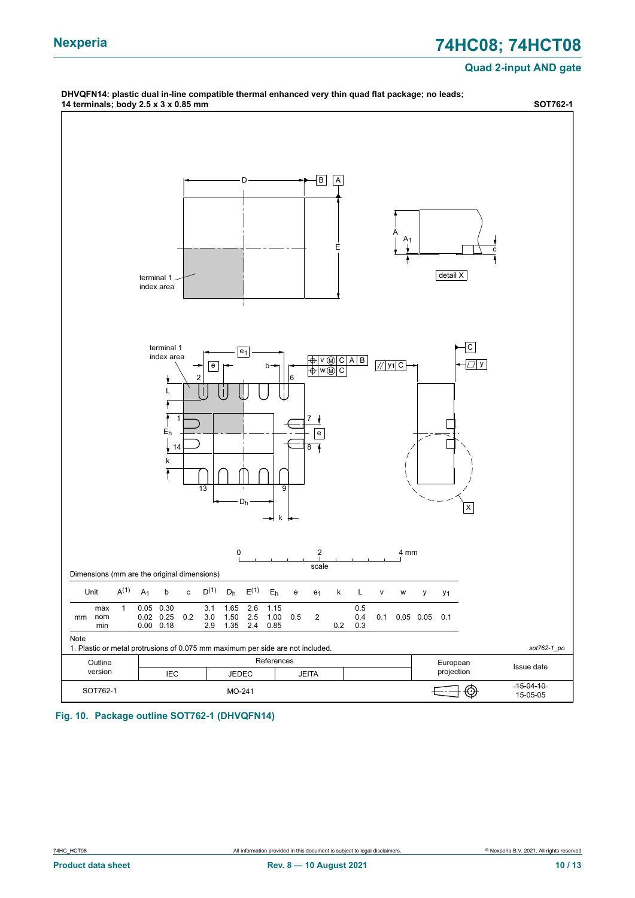**DHVQFN14: plastic dual in-line compatible thermal enhanced very thin quad flat package; no leads; 14 terminals; body 2.5 x 3 x 0.85 mm** **SOT762-1**

Dimensions (mm are the original dimensions)

| Unit | | $A^{(1)}$ | $A_1$ | b | c | $D^{(1)}$ | $D_h$ | $E^{(1)}$ | $E_h$ | e | $e_1$ | k | L | v | w | y | $y_1$ |
|---|---|---|---|---|---|---|---|---|---|---|---|---|---|---|---|---|---|
| mm | max | 1 | 0.05 | 0.30 | | 3.1 | 1.65 | 2.6 | 1.15 | | | | 0.5 | | | | |
| | nom | | 0.02 | 0.25 | 0.2 | 3.0 | 1.50 | 2.5 | 1.00 | 0.5 | 2 | | 0.4 | 0.1 | 0.05 | 0.05 | 0.1 |
| | min | | 0.00 | 0.18 | | 2.9 | 1.35 | 2.4 | 0.85 | | | 0.2 | 0.3 | | | | |

Note

1. Plastic or metal protrusions of 0.075 mm maximum per side are not included.

*sot762-1_po*

| Outline version | References IEC | References JEDEC | References JEITA | | European projection | Issue date |
|---|---|---|---|---|---|---|
| SOT762-1 | | MO-241 | | | | ~~15-04-10~~ 15-05-05 |

**Fig. 10. Package outline SOT762-1 (DHVQFN14)**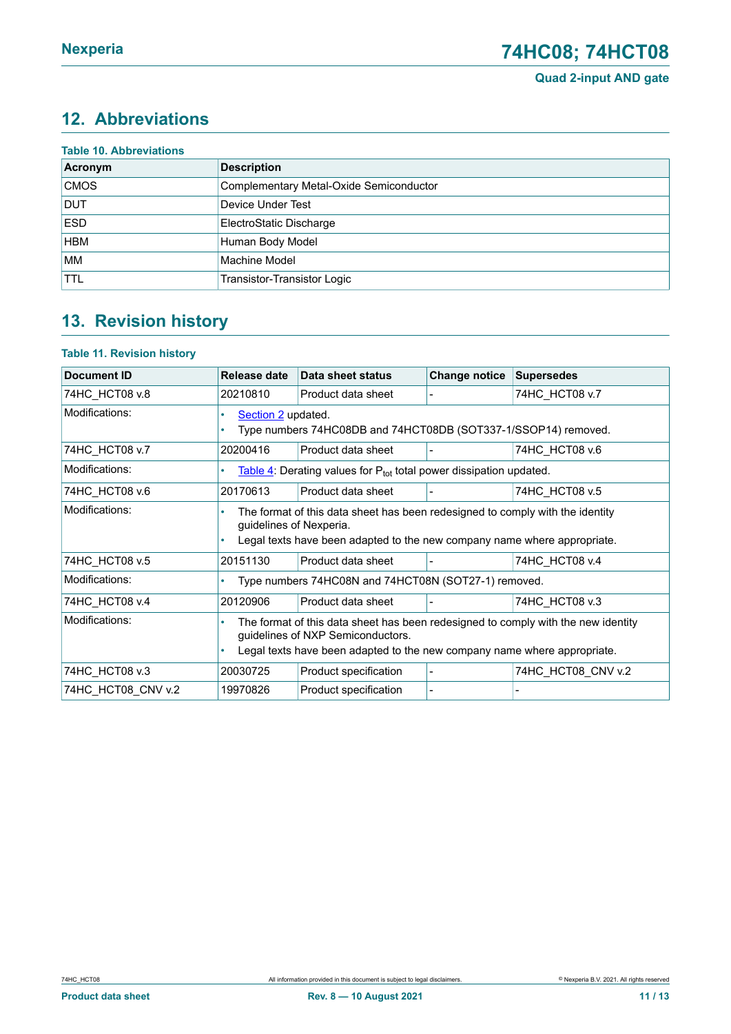## 12. Abbreviations

**Table 10. Abbreviations**

| Acronym | Description |
|---|---|
| CMOS | Complementary Metal-Oxide Semiconductor |
| DUT | Device Under Test |
| ESD | ElectroStatic Discharge |
| HBM | Human Body Model |
| MM | Machine Model |
| TTL | Transistor-Transistor Logic |

## 13. Revision history

**Table 11. Revision history**

| Document ID | Release date | Data sheet status | Change notice | Supersedes |
|---|---|---|---|---|
| 74HC_HCT08 v.8 | 20210810 | Product data sheet | - | 74HC_HCT08 v.7 |
| Modifications: | • Section 2 updated.<br>• Type numbers 74HC08DB and 74HCT08DB (SOT337-1/SSOP14) removed. | | | |
| 74HC_HCT08 v.7 | 20200416 | Product data sheet | - | 74HC_HCT08 v.6 |
| Modifications: | • Table 4: Derating values for $P_{tot}$ total power dissipation updated. | | | |
| 74HC_HCT08 v.6 | 20170613 | Product data sheet | - | 74HC_HCT08 v.5 |
| Modifications: | • The format of this data sheet has been redesigned to comply with the identity guidelines of Nexperia.<br>• Legal texts have been adapted to the new company name where appropriate. | | | |
| 74HC_HCT08 v.5 | 20151130 | Product data sheet | - | 74HC_HCT08 v.4 |
| Modifications: | • Type numbers 74HC08N and 74HCT08N (SOT27-1) removed. | | | |
| 74HC_HCT08 v.4 | 20120906 | Product data sheet | - | 74HC_HCT08 v.3 |
| Modifications: | • The format of this data sheet has been redesigned to comply with the new identity guidelines of NXP Semiconductors.<br>• Legal texts have been adapted to the new company name where appropriate. | | | |
| 74HC_HCT08 v.3 | 20030725 | Product specification | - | 74HC_HCT08_CNV v.2 |
| 74HC_HCT08_CNV v.2 | 19970826 | Product specification | - | - |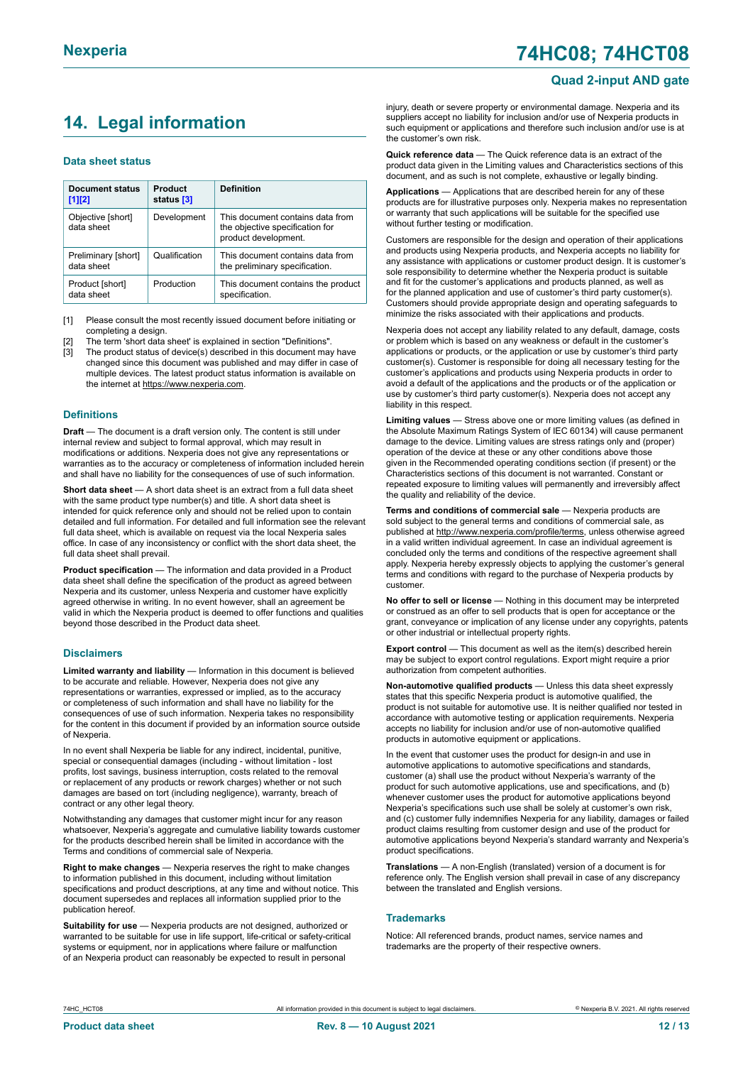# 14. Legal information

### Data sheet status

| Document status [1][2] | Product status [3] | Definition |
|---|---|---|
| Objective [short] data sheet | Development | This document contains data from the objective specification for product development. |
| Preliminary [short] data sheet | Qualification | This document contains data from the preliminary specification. |
| Product [short] data sheet | Production | This document contains the product specification. |

[1] Please consult the most recently issued document before initiating or completing a design.

[2] The term 'short data sheet' is explained in section "Definitions".

[3] The product status of device(s) described in this document may have changed since this document was published and may differ in case of multiple devices. The latest product status information is available on the internet at https://www.nexperia.com.

### Definitions

**Draft** — The document is a draft version only. The content is still under internal review and subject to formal approval, which may result in modifications or additions. Nexperia does not give any representations or warranties as to the accuracy or completeness of information included herein and shall have no liability for the consequences of use of such information.

**Short data sheet** — A short data sheet is an extract from a full data sheet with the same product type number(s) and title. A short data sheet is intended for quick reference only and should not be relied upon to contain detailed and full information. For detailed and full information see the relevant full data sheet, which is available on request via the local Nexperia sales office. In case of any inconsistency or conflict with the short data sheet, the full data sheet shall prevail.

**Product specification** — The information and data provided in a Product data sheet shall define the specification of the product as agreed between Nexperia and its customer, unless Nexperia and customer have explicitly agreed otherwise in writing. In no event however, shall an agreement be valid in which the Nexperia product is deemed to offer functions and qualities beyond those described in the Product data sheet.

### Disclaimers

**Limited warranty and liability** — Information in this document is believed to be accurate and reliable. However, Nexperia does not give any representations or warranties, expressed or implied, as to the accuracy or completeness of such information and shall have no liability for the consequences of use of such information. Nexperia takes no responsibility for the content in this document if provided by an information source outside of Nexperia.

In no event shall Nexperia be liable for any indirect, incidental, punitive, special or consequential damages (including - without limitation - lost profits, lost savings, business interruption, costs related to the removal or replacement of any products or rework charges) whether or not such damages are based on tort (including negligence), warranty, breach of contract or any other legal theory.

Notwithstanding any damages that customer might incur for any reason whatsoever, Nexperia's aggregate and cumulative liability towards customer for the products described herein shall be limited in accordance with the Terms and conditions of commercial sale of Nexperia.

**Right to make changes** — Nexperia reserves the right to make changes to information published in this document, including without limitation specifications and product descriptions, at any time and without notice. This document supersedes and replaces all information supplied prior to the publication hereof.

**Suitability for use** — Nexperia products are not designed, authorized or warranted to be suitable for use in life support, life-critical or safety-critical systems or equipment, nor in applications where failure or malfunction of an Nexperia product can reasonably be expected to result in personal injury, death or severe property or environmental damage. Nexperia and its suppliers accept no liability for inclusion and/or use of Nexperia products in such equipment or applications and therefore such inclusion and/or use is at the customer's own risk.

**Quick reference data** — The Quick reference data is an extract of the product data given in the Limiting values and Characteristics sections of this document, and as such is not complete, exhaustive or legally binding.

**Applications** — Applications that are described herein for any of these products are for illustrative purposes only. Nexperia makes no representation or warranty that such applications will be suitable for the specified use without further testing or modification.

Customers are responsible for the design and operation of their applications and products using Nexperia products, and Nexperia accepts no liability for any assistance with applications or customer product design. It is customer's sole responsibility to determine whether the Nexperia product is suitable and fit for the customer's applications and products planned, as well as for the planned application and use of customer's third party customer(s). Customers should provide appropriate design and operating safeguards to minimize the risks associated with their applications and products.

Nexperia does not accept any liability related to any default, damage, costs or problem which is based on any weakness or default in the customer's applications or products, or the application or use by customer's third party customer(s). Customer is responsible for doing all necessary testing for the customer's applications and products using Nexperia products in order to avoid a default of the applications and the products or of the application or use by customer's third party customer(s). Nexperia does not accept any liability in this respect.

**Limiting values** — Stress above one or more limiting values (as defined in the Absolute Maximum Ratings System of IEC 60134) will cause permanent damage to the device. Limiting values are stress ratings only and (proper) operation of the device at these or any other conditions above those given in the Recommended operating conditions section (if present) or the Characteristics sections of this document is not warranted. Constant or repeated exposure to limiting values will permanently and irreversibly affect the quality and reliability of the device.

**Terms and conditions of commercial sale** — Nexperia products are sold subject to the general terms and conditions of commercial sale, as published at http://www.nexperia.com/profile/terms, unless otherwise agreed in a valid written individual agreement. In case an individual agreement is concluded only the terms and conditions of the respective agreement shall apply. Nexperia hereby expressly objects to applying the customer's general terms and conditions with regard to the purchase of Nexperia products by customer.

**No offer to sell or license** — Nothing in this document may be interpreted or construed as an offer to sell products that is open for acceptance or the grant, conveyance or implication of any license under any copyrights, patents or other industrial or intellectual property rights.

**Export control** — This document as well as the item(s) described herein may be subject to export control regulations. Export might require a prior authorization from competent authorities.

**Non-automotive qualified products** — Unless this data sheet expressly states that this specific Nexperia product is automotive qualified, the product is not suitable for automotive use. It is neither qualified nor tested in accordance with automotive testing or application requirements. Nexperia accepts no liability for inclusion and/or use of non-automotive qualified products in automotive equipment or applications.

In the event that customer uses the product for design-in and use in automotive applications to automotive specifications and standards, customer (a) shall use the product without Nexperia's warranty of the product for such automotive applications, use and specifications, and (b) whenever customer uses the product for automotive applications beyond Nexperia's specifications such use shall be solely at customer's own risk, and (c) customer fully indemnifies Nexperia for any liability, damages or failed product claims resulting from customer design and use of the product for automotive applications beyond Nexperia's standard warranty and Nexperia's product specifications.

**Translations** — A non-English (translated) version of a document is for reference only. The English version shall prevail in case of any discrepancy between the translated and English versions.

### Trademarks

Notice: All referenced brands, product names, service names and trademarks are the property of their respective owners.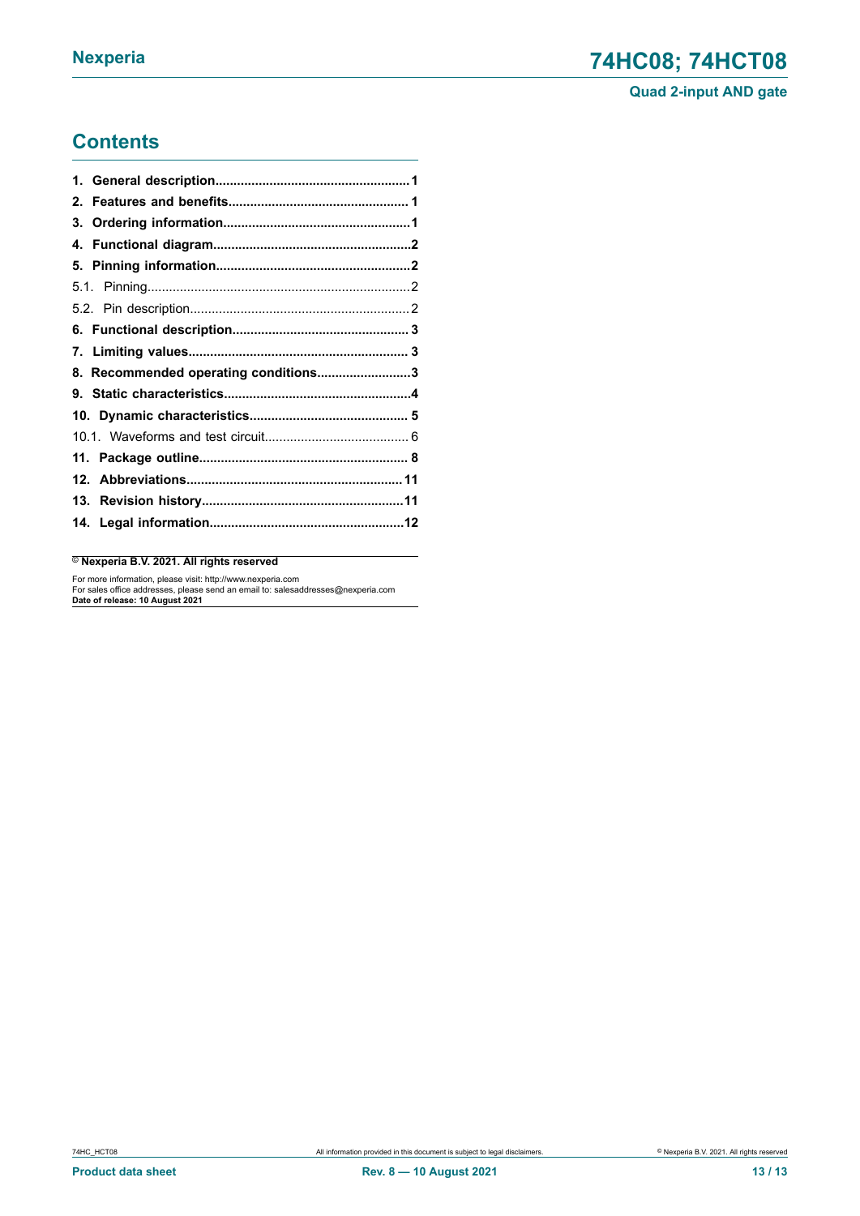## Contents

**1. General description** .......... **1**
**2. Features and benefits** .......... **1**
**3. Ordering information** .......... **1**
**4. Functional diagram** .......... **2**
**5. Pinning information** .......... **2**
5.1. Pinning .......... 2
5.2. Pin description .......... 2
**6. Functional description** .......... **3**
**7. Limiting values** .......... **3**
**8. Recommended operating conditions** .......... **3**
**9. Static characteristics** .......... **4**
**10. Dynamic characteristics** .......... **5**
10.1. Waveforms and test circuit .......... 6
**11. Package outline** .......... **8**
**12. Abbreviations** .......... **11**
**13. Revision history** .......... **11**
**14. Legal information** .......... **12**

**© Nexperia B.V. 2021. All rights reserved**

For more information, please visit: http://www.nexperia.com
For sales office addresses, please send an email to: salesaddresses@nexperia.com
**Date of release: 10 August 2021**